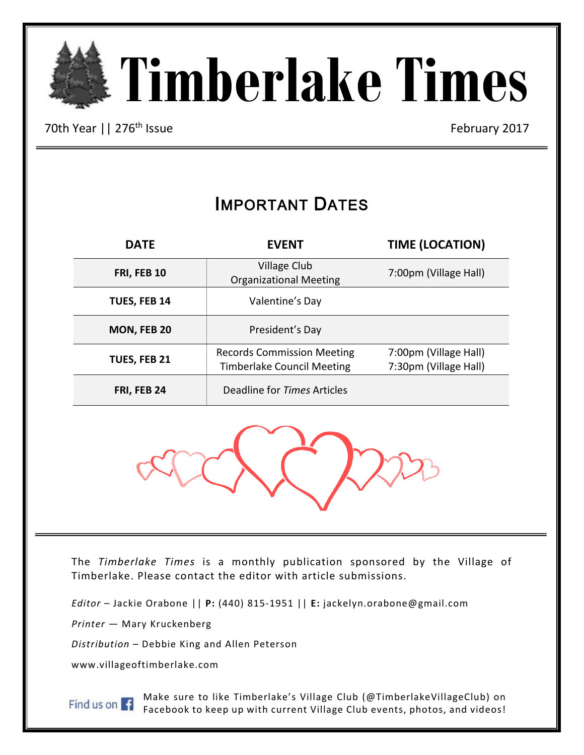# Timberlake Times

70th Year || 276th Issue

February 2017

## Important Dates

| DATE | EVENT | TIME (LOCATION) |
|---|---|---|
| **FRI, FEB 10** | Village Club Organizational Meeting | 7:00pm (Village Hall) |
| **TUES, FEB 14** | Valentine's Day | |
| **MON, FEB 20** | President's Day | |
| **TUES, FEB 21** | Records Commission Meeting<br>Timberlake Council Meeting | 7:00pm (Village Hall)<br>7:30pm (Village Hall) |
| **FRI, FEB 24** | Deadline for *Times* Articles | |

---

The *Timberlake Times* is a monthly publication sponsored by the Village of Timberlake. Please contact the editor with article submissions.

*Editor* – Jackie Orabone || **P:** (440) 815-1951 || **E:** jackelyn.orabone@gmail.com

*Printer* — Mary Kruckenberg

*Distribution* – Debbie King and Allen Peterson

www.villageoftimberlake.com

Find us on Facebook

Make sure to like Timberlake's Village Club (@TimberlakeVillageClub) on Facebook to keep up with current Village Club events, photos, and videos!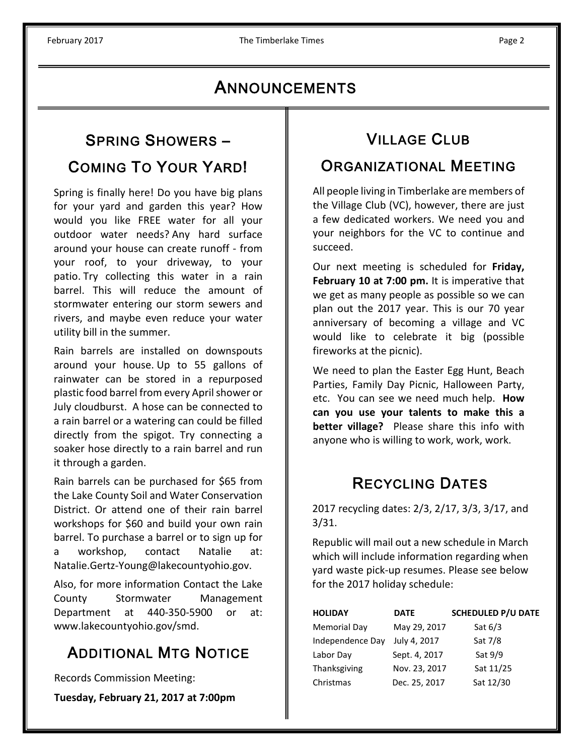# ANNOUNCEMENTS

## SPRING SHOWERS – COMING TO YOUR YARD!

Spring is finally here! Do you have big plans for your yard and garden this year? How would you like FREE water for all your outdoor water needs? Any hard surface around your house can create runoff - from your roof, to your driveway, to your patio. Try collecting this water in a rain barrel. This will reduce the amount of stormwater entering our storm sewers and rivers, and maybe even reduce your water utility bill in the summer.

Rain barrels are installed on downspouts around your house. Up to 55 gallons of rainwater can be stored in a repurposed plastic food barrel from every April shower or July cloudburst. A hose can be connected to a rain barrel or a watering can could be filled directly from the spigot. Try connecting a soaker hose directly to a rain barrel and run it through a garden.

Rain barrels can be purchased for $65 from the Lake County Soil and Water Conservation District. Or attend one of their rain barrel workshops for $60 and build your own rain barrel. To purchase a barrel or to sign up for a workshop, contact Natalie at: Natalie.Gertz-Young@lakecountyohio.gov.

Also, for more information Contact the Lake County Stormwater Management Department at 440-350-5900 or at: www.lakecountyohio.gov/smd.

## ADDITIONAL MTG NOTICE

Records Commission Meeting:

**Tuesday, February 21, 2017 at 7:00pm**

## VILLAGE CLUB ORGANIZATIONAL MEETING

All people living in Timberlake are members of the Village Club (VC), however, there are just a few dedicated workers. We need you and your neighbors for the VC to continue and succeed.

Our next meeting is scheduled for **Friday, February 10 at 7:00 pm.** It is imperative that we get as many people as possible so we can plan out the 2017 year. This is our 70 year anniversary of becoming a village and VC would like to celebrate it big (possible fireworks at the picnic).

We need to plan the Easter Egg Hunt, Beach Parties, Family Day Picnic, Halloween Party, etc. You can see we need much help. **How can you use your talents to make this a better village?** Please share this info with anyone who is willing to work, work, work.

## RECYCLING DATES

2017 recycling dates: 2/3, 2/17, 3/3, 3/17, and 3/31.

Republic will mail out a new schedule in March which will include information regarding when yard waste pick-up resumes. Please see below for the 2017 holiday schedule:

| HOLIDAY | DATE | SCHEDULED P/U DATE |
|---|---|---|
| Memorial Day | May 29, 2017 | Sat 6/3 |
| Independence Day | July 4, 2017 | Sat 7/8 |
| Labor Day | Sept. 4, 2017 | Sat 9/9 |
| Thanksgiving | Nov. 23, 2017 | Sat 11/25 |
| Christmas | Dec. 25, 2017 | Sat 12/30 |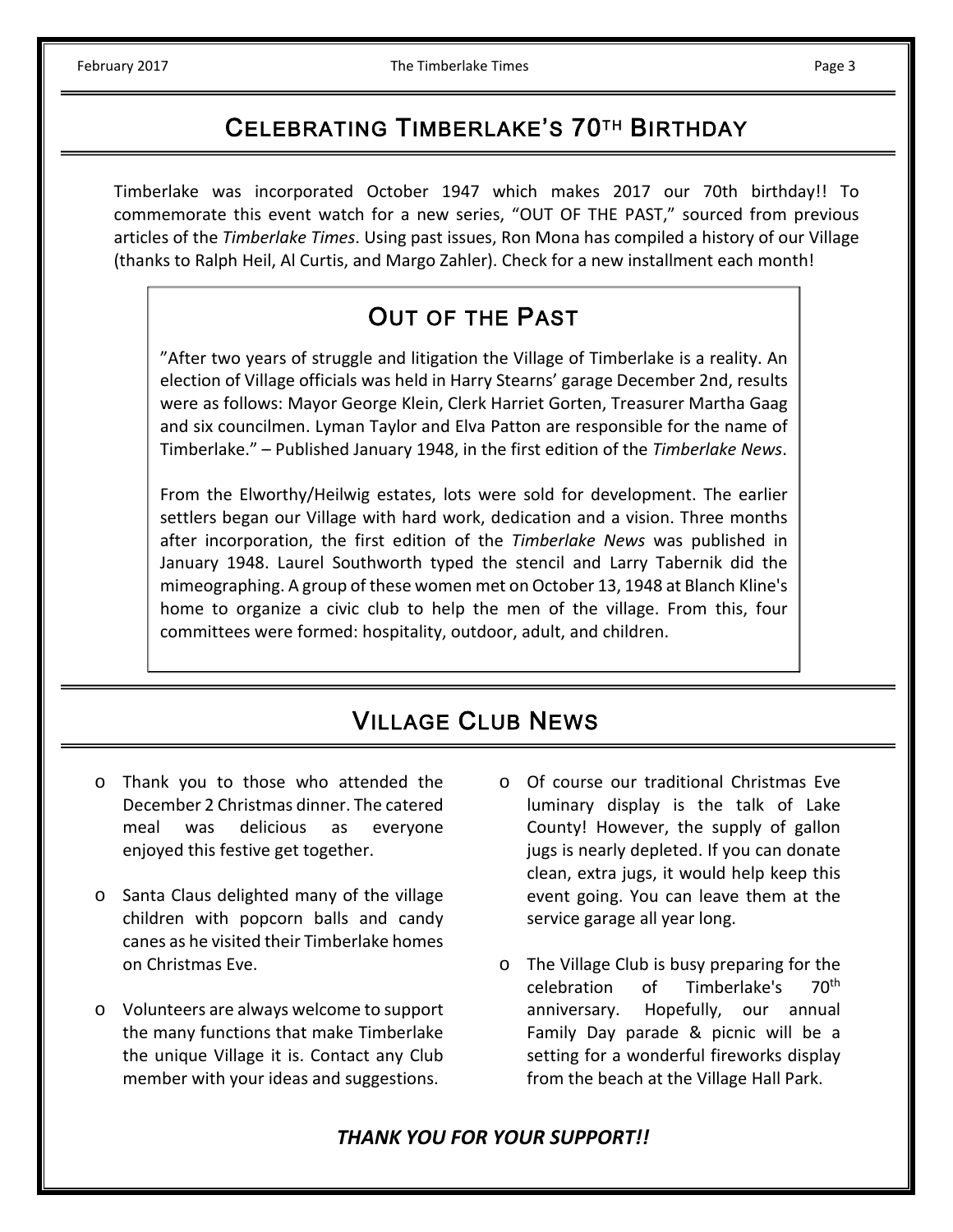## Celebrating Timberlake's 70th Birthday

Timberlake was incorporated October 1947 which makes 2017 our 70th birthday!! To commemorate this event watch for a new series, "OUT OF THE PAST," sourced from previous articles of the *Timberlake Times*. Using past issues, Ron Mona has compiled a history of our Village (thanks to Ralph Heil, Al Curtis, and Margo Zahler). Check for a new installment each month!

### Out of the Past

"After two years of struggle and litigation the Village of Timberlake is a reality. An election of Village officials was held in Harry Stearns' garage December 2nd, results were as follows: Mayor George Klein, Clerk Harriet Gorten, Treasurer Martha Gaag and six councilmen. Lyman Taylor and Elva Patton are responsible for the name of Timberlake." – Published January 1948, in the first edition of the *Timberlake News*.

From the Elworthy/Heilwig estates, lots were sold for development. The earlier settlers began our Village with hard work, dedication and a vision. Three months after incorporation, the first edition of the *Timberlake News* was published in January 1948. Laurel Southworth typed the stencil and Larry Tabernik did the mimeographing. A group of these women met on October 13, 1948 at Blanch Kline's home to organize a civic club to help the men of the village. From this, four committees were formed: hospitality, outdoor, adult, and children.

## Village Club News

- Thank you to those who attended the December 2 Christmas dinner. The catered meal was delicious as everyone enjoyed this festive get together.
- Santa Claus delighted many of the village children with popcorn balls and candy canes as he visited their Timberlake homes on Christmas Eve.
- Volunteers are always welcome to support the many functions that make Timberlake the unique Village it is. Contact any Club member with your ideas and suggestions.
- Of course our traditional Christmas Eve luminary display is the talk of Lake County! However, the supply of gallon jugs is nearly depleted. If you can donate clean, extra jugs, it would help keep this event going. You can leave them at the service garage all year long.
- The Village Club is busy preparing for the celebration of Timberlake's 70th anniversary. Hopefully, our annual Family Day parade & picnic will be a setting for a wonderful fireworks display from the beach at the Village Hall Park.

***THANK YOU FOR YOUR SUPPORT!!***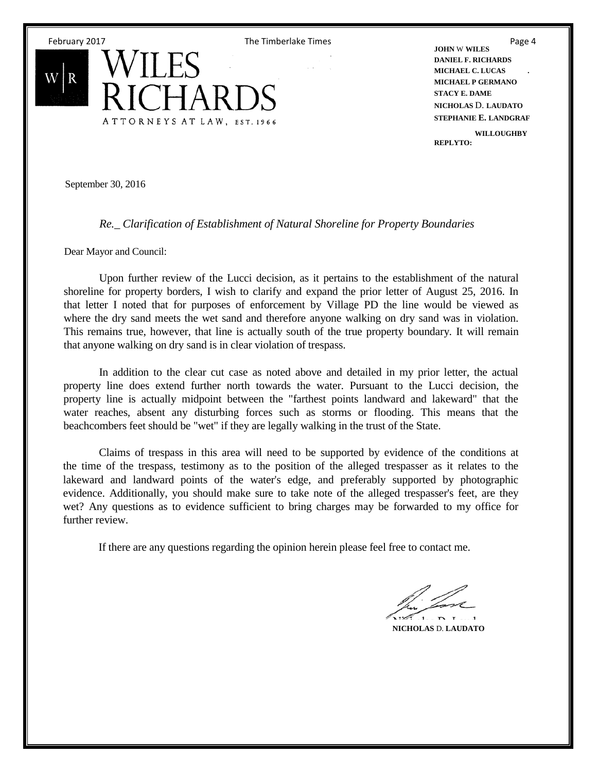**WILES RICHARDS**

ATTORNEYS AT LAW, EST. 1966

**JOHN W WILES**
**DANIEL F. RICHARDS**
**MICHAEL C. LUCAS**
**MICHAEL P GERMANO**
**STACY E. DAME**
**NICHOLAS D. LAUDATO**
**STEPHANIE E. LANDGRAF**

**WILLOUGHBY**
**REPLYTO:**

September 30, 2016

*Re._ Clarification of Establishment of Natural Shoreline for Property Boundaries*

Dear Mayor and Council:

Upon further review of the Lucci decision, as it pertains to the establishment of the natural shoreline for property borders, I wish to clarify and expand the prior letter of August 25, 2016. In that letter I noted that for purposes of enforcement by Village PD the line would be viewed as where the dry sand meets the wet sand and therefore anyone walking on dry sand was in violation. This remains true, however, that line is actually south of the true property boundary. It will remain that anyone walking on dry sand is in clear violation of trespass.

In addition to the clear cut case as noted above and detailed in my prior letter, the actual property line does extend further north towards the water. Pursuant to the Lucci decision, the property line is actually midpoint between the "farthest points landward and lakeward" that the water reaches, absent any disturbing forces such as storms or flooding. This means that the beachcombers feet should be "wet" if they are legally walking in the trust of the State.

Claims of trespass in this area will need to be supported by evidence of the conditions at the time of the trespass, testimony as to the position of the alleged trespasser as it relates to the lakeward and landward points of the water's edge, and preferably supported by photographic evidence. Additionally, you should make sure to take note of the alleged trespasser's feet, are they wet? Any questions as to evidence sufficient to bring charges may be forwarded to my office for further review.

If there are any questions regarding the opinion herein please feel free to contact me.

**NICHOLAS D. LAUDATO**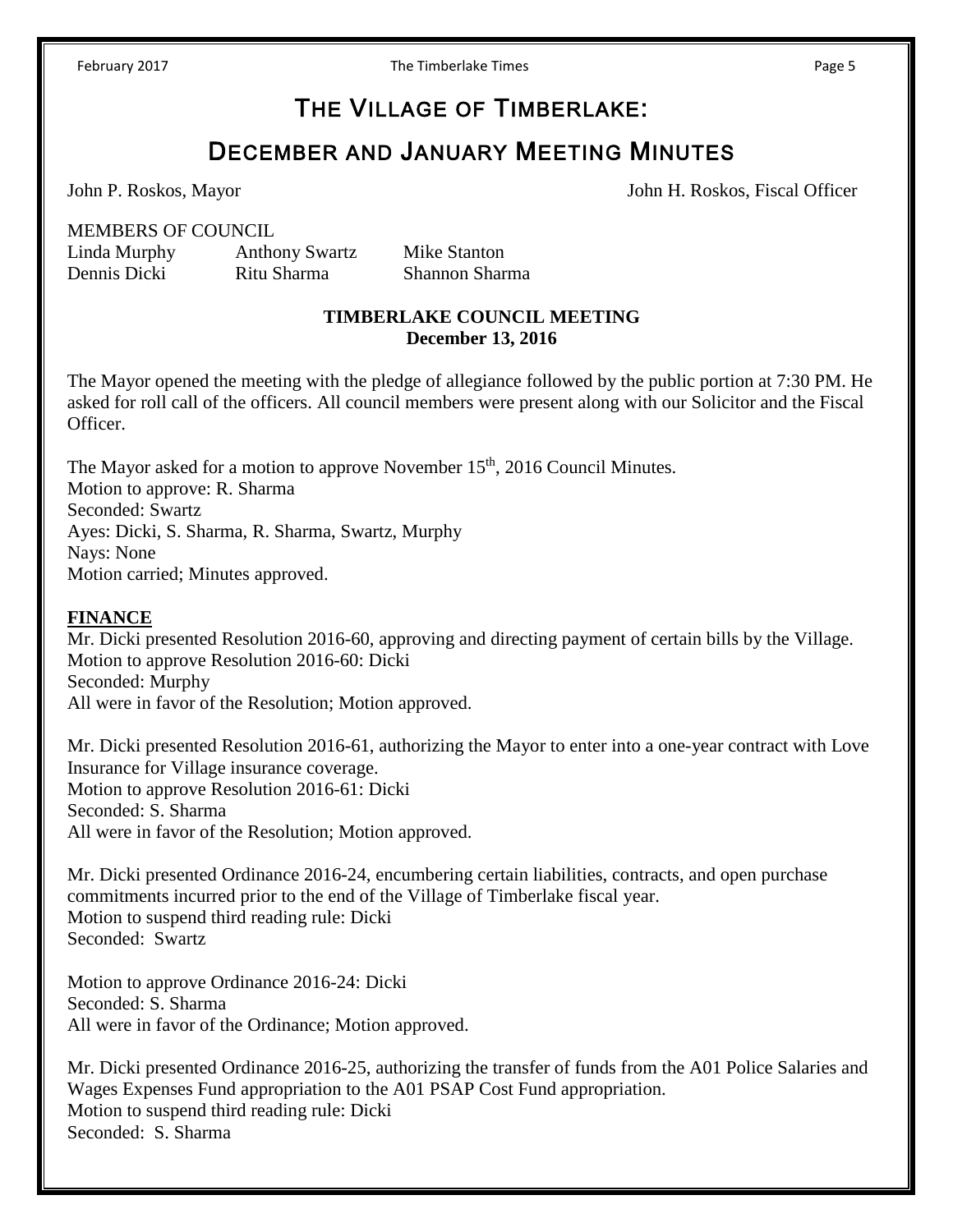# THE VILLAGE OF TIMBERLAKE:

# DECEMBER AND JANUARY MEETING MINUTES

John P. Roskos, Mayor John H. Roskos, Fiscal Officer

MEMBERS OF COUNCIL

| Linda Murphy | Anthony Swartz | Mike Stanton |
|---|---|---|
| Dennis Dicki | Ritu Sharma | Shannon Sharma |

**TIMBERLAKE COUNCIL MEETING**
**December 13, 2016**

The Mayor opened the meeting with the pledge of allegiance followed by the public portion at 7:30 PM. He asked for roll call of the officers. All council members were present along with our Solicitor and the Fiscal Officer.

The Mayor asked for a motion to approve November 15th, 2016 Council Minutes.
Motion to approve: R. Sharma
Seconded: Swartz
Ayes: Dicki, S. Sharma, R. Sharma, Swartz, Murphy
Nays: None
Motion carried; Minutes approved.

**FINANCE**

Mr. Dicki presented Resolution 2016-60, approving and directing payment of certain bills by the Village.
Motion to approve Resolution 2016-60: Dicki
Seconded: Murphy
All were in favor of the Resolution; Motion approved.

Mr. Dicki presented Resolution 2016-61, authorizing the Mayor to enter into a one-year contract with Love Insurance for Village insurance coverage.
Motion to approve Resolution 2016-61: Dicki
Seconded: S. Sharma
All were in favor of the Resolution; Motion approved.

Mr. Dicki presented Ordinance 2016-24, encumbering certain liabilities, contracts, and open purchase commitments incurred prior to the end of the Village of Timberlake fiscal year.
Motion to suspend third reading rule: Dicki
Seconded: Swartz

Motion to approve Ordinance 2016-24: Dicki
Seconded: S. Sharma
All were in favor of the Ordinance; Motion approved.

Mr. Dicki presented Ordinance 2016-25, authorizing the transfer of funds from the A01 Police Salaries and Wages Expenses Fund appropriation to the A01 PSAP Cost Fund appropriation.
Motion to suspend third reading rule: Dicki
Seconded: S. Sharma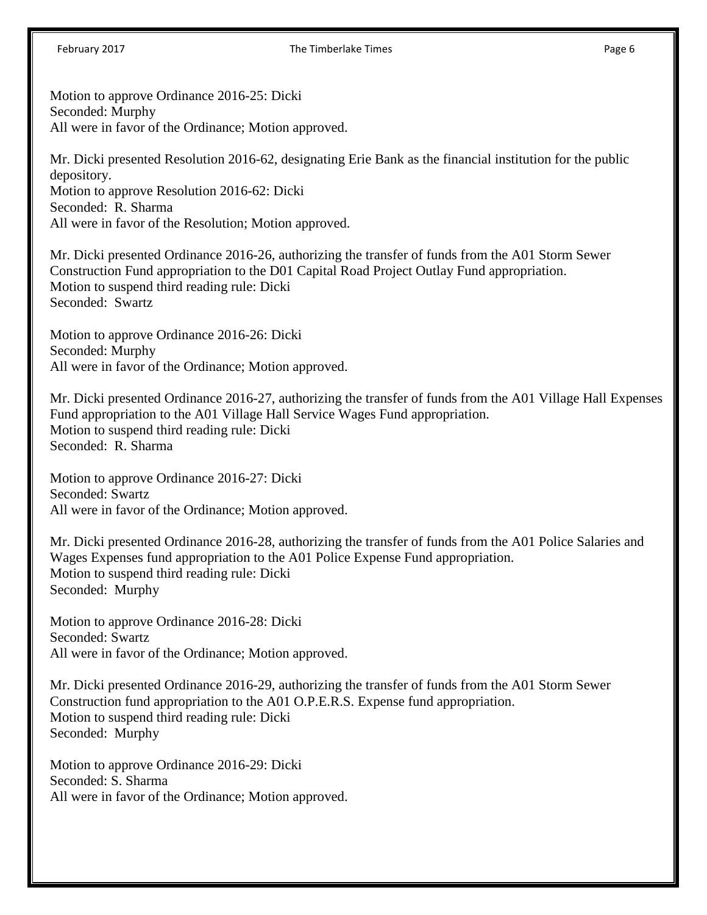Motion to approve Ordinance 2016-25: Dicki
Seconded: Murphy
All were in favor of the Ordinance; Motion approved.

Mr. Dicki presented Resolution 2016-62, designating Erie Bank as the financial institution for the public depository.
Motion to approve Resolution 2016-62: Dicki
Seconded: R. Sharma
All were in favor of the Resolution; Motion approved.

Mr. Dicki presented Ordinance 2016-26, authorizing the transfer of funds from the A01 Storm Sewer Construction Fund appropriation to the D01 Capital Road Project Outlay Fund appropriation.
Motion to suspend third reading rule: Dicki
Seconded: Swartz

Motion to approve Ordinance 2016-26: Dicki
Seconded: Murphy
All were in favor of the Ordinance; Motion approved.

Mr. Dicki presented Ordinance 2016-27, authorizing the transfer of funds from the A01 Village Hall Expenses Fund appropriation to the A01 Village Hall Service Wages Fund appropriation.
Motion to suspend third reading rule: Dicki
Seconded: R. Sharma

Motion to approve Ordinance 2016-27: Dicki
Seconded: Swartz
All were in favor of the Ordinance; Motion approved.

Mr. Dicki presented Ordinance 2016-28, authorizing the transfer of funds from the A01 Police Salaries and Wages Expenses fund appropriation to the A01 Police Expense Fund appropriation.
Motion to suspend third reading rule: Dicki
Seconded: Murphy

Motion to approve Ordinance 2016-28: Dicki
Seconded: Swartz
All were in favor of the Ordinance; Motion approved.

Mr. Dicki presented Ordinance 2016-29, authorizing the transfer of funds from the A01 Storm Sewer Construction fund appropriation to the A01 O.P.E.R.S. Expense fund appropriation.
Motion to suspend third reading rule: Dicki
Seconded: Murphy

Motion to approve Ordinance 2016-29: Dicki
Seconded: S. Sharma
All were in favor of the Ordinance; Motion approved.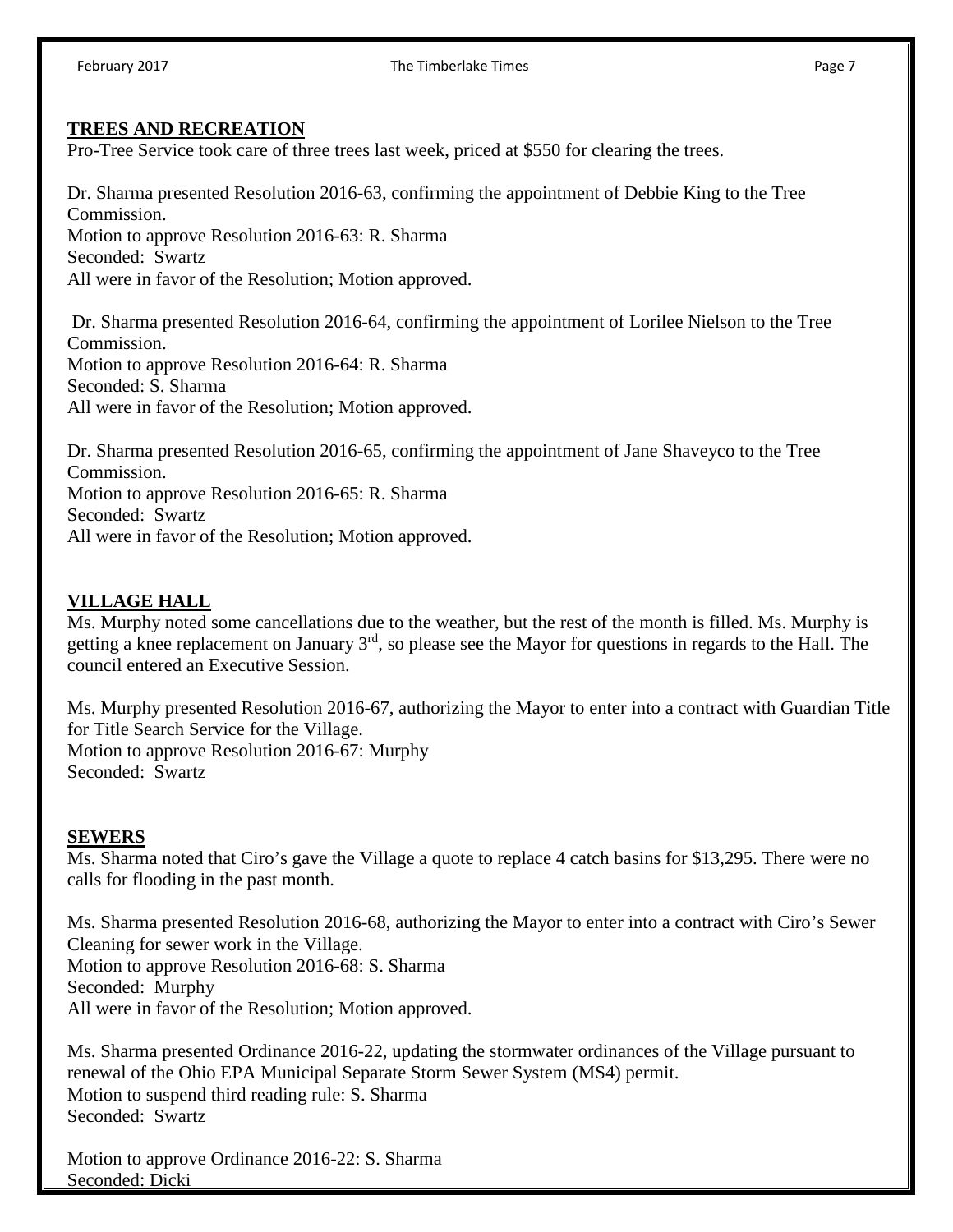## TREES AND RECREATION

Pro-Tree Service took care of three trees last week, priced at $550 for clearing the trees.

Dr. Sharma presented Resolution 2016-63, confirming the appointment of Debbie King to the Tree Commission.
Motion to approve Resolution 2016-63: R. Sharma
Seconded: Swartz
All were in favor of the Resolution; Motion approved.

Dr. Sharma presented Resolution 2016-64, confirming the appointment of Lorilee Nielson to the Tree Commission.
Motion to approve Resolution 2016-64: R. Sharma
Seconded: S. Sharma
All were in favor of the Resolution; Motion approved.

Dr. Sharma presented Resolution 2016-65, confirming the appointment of Jane Shaveyco to the Tree Commission.
Motion to approve Resolution 2016-65: R. Sharma
Seconded: Swartz
All were in favor of the Resolution; Motion approved.

## VILLAGE HALL

Ms. Murphy noted some cancellations due to the weather, but the rest of the month is filled. Ms. Murphy is getting a knee replacement on January 3rd, so please see the Mayor for questions in regards to the Hall. The council entered an Executive Session.

Ms. Murphy presented Resolution 2016-67, authorizing the Mayor to enter into a contract with Guardian Title for Title Search Service for the Village.
Motion to approve Resolution 2016-67: Murphy
Seconded: Swartz

## SEWERS

Ms. Sharma noted that Ciro's gave the Village a quote to replace 4 catch basins for $13,295. There were no calls for flooding in the past month.

Ms. Sharma presented Resolution 2016-68, authorizing the Mayor to enter into a contract with Ciro's Sewer Cleaning for sewer work in the Village.
Motion to approve Resolution 2016-68: S. Sharma
Seconded: Murphy
All were in favor of the Resolution; Motion approved.

Ms. Sharma presented Ordinance 2016-22, updating the stormwater ordinances of the Village pursuant to renewal of the Ohio EPA Municipal Separate Storm Sewer System (MS4) permit.
Motion to suspend third reading rule: S. Sharma
Seconded: Swartz

Motion to approve Ordinance 2016-22: S. Sharma
Seconded: Dicki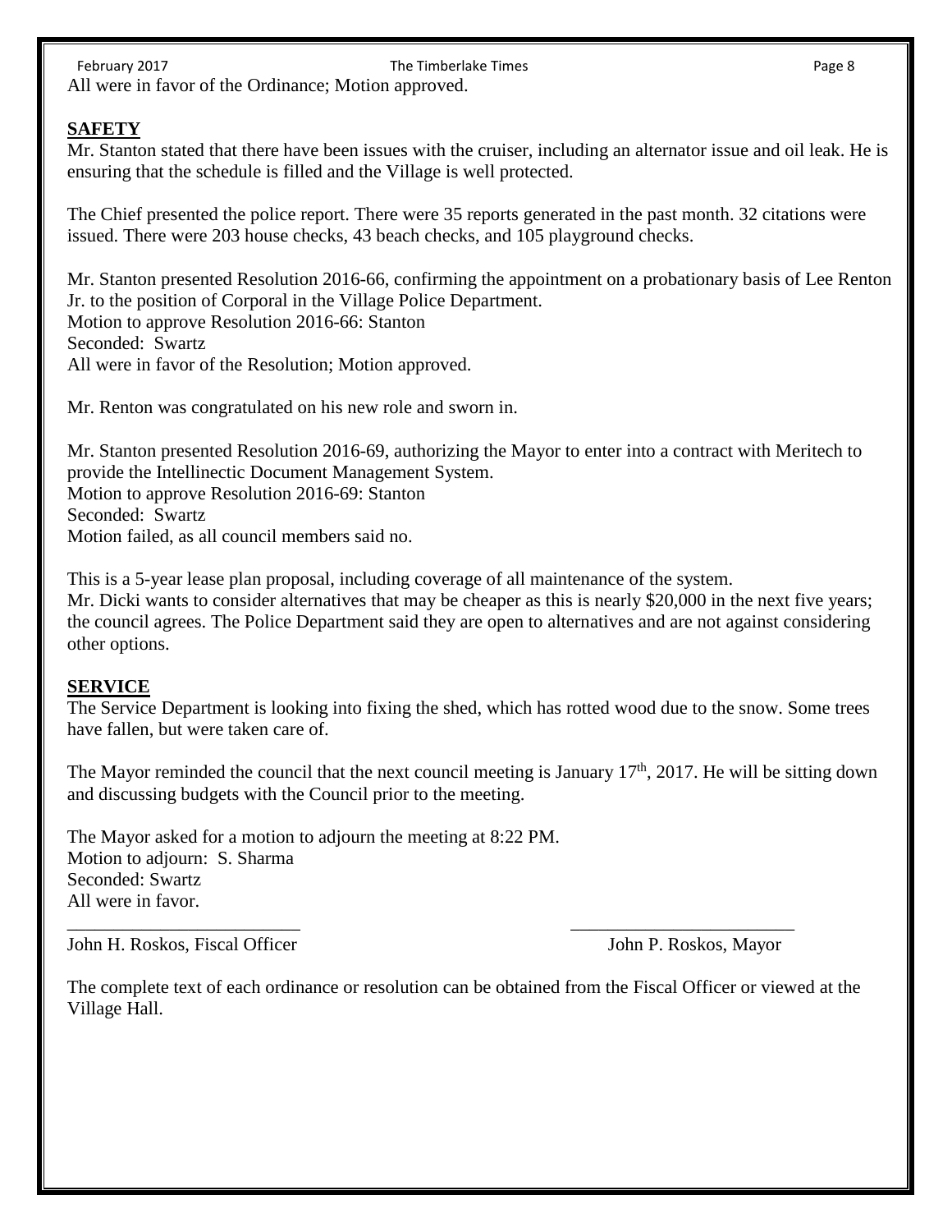All were in favor of the Ordinance; Motion approved.

**SAFETY**

Mr. Stanton stated that there have been issues with the cruiser, including an alternator issue and oil leak. He is ensuring that the schedule is filled and the Village is well protected.

The Chief presented the police report. There were 35 reports generated in the past month. 32 citations were issued. There were 203 house checks, 43 beach checks, and 105 playground checks.

Mr. Stanton presented Resolution 2016-66, confirming the appointment on a probationary basis of Lee Renton Jr. to the position of Corporal in the Village Police Department.
Motion to approve Resolution 2016-66: Stanton
Seconded: Swartz
All were in favor of the Resolution; Motion approved.

Mr. Renton was congratulated on his new role and sworn in.

Mr. Stanton presented Resolution 2016-69, authorizing the Mayor to enter into a contract with Meritech to provide the Intellinectic Document Management System.
Motion to approve Resolution 2016-69: Stanton
Seconded: Swartz
Motion failed, as all council members said no.

This is a 5-year lease plan proposal, including coverage of all maintenance of the system.
Mr. Dicki wants to consider alternatives that may be cheaper as this is nearly $20,000 in the next five years; the council agrees. The Police Department said they are open to alternatives and are not against considering other options.

**SERVICE**

The Service Department is looking into fixing the shed, which has rotted wood due to the snow. Some trees have fallen, but were taken care of.

The Mayor reminded the council that the next council meeting is January 17th, 2017. He will be sitting down and discussing budgets with the Council prior to the meeting.

The Mayor asked for a motion to adjourn the meeting at 8:22 PM.
Motion to adjourn: S. Sharma
Seconded: Swartz
All were in favor.

_________________________ _________________________
John H. Roskos, Fiscal Officer John P. Roskos, Mayor

The complete text of each ordinance or resolution can be obtained from the Fiscal Officer or viewed at the Village Hall.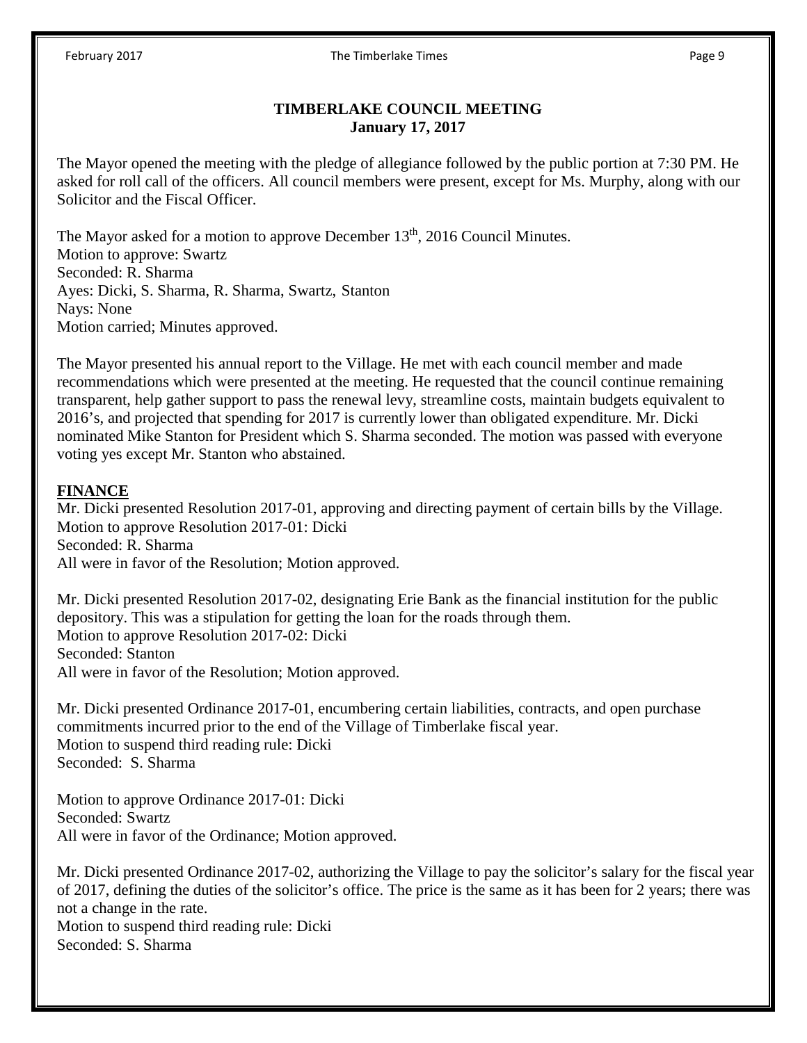## TIMBERLAKE COUNCIL MEETING
**January 17, 2017**

The Mayor opened the meeting with the pledge of allegiance followed by the public portion at 7:30 PM. He asked for roll call of the officers. All council members were present, except for Ms. Murphy, along with our Solicitor and the Fiscal Officer.

The Mayor asked for a motion to approve December 13th, 2016 Council Minutes.
Motion to approve: Swartz
Seconded: R. Sharma
Ayes: Dicki, S. Sharma, R. Sharma, Swartz, Stanton
Nays: None
Motion carried; Minutes approved.

The Mayor presented his annual report to the Village. He met with each council member and made recommendations which were presented at the meeting. He requested that the council continue remaining transparent, help gather support to pass the renewal levy, streamline costs, maintain budgets equivalent to 2016's, and projected that spending for 2017 is currently lower than obligated expenditure. Mr. Dicki nominated Mike Stanton for President which S. Sharma seconded. The motion was passed with everyone voting yes except Mr. Stanton who abstained.

**FINANCE**

Mr. Dicki presented Resolution 2017-01, approving and directing payment of certain bills by the Village.
Motion to approve Resolution 2017-01: Dicki
Seconded: R. Sharma
All were in favor of the Resolution; Motion approved.

Mr. Dicki presented Resolution 2017-02, designating Erie Bank as the financial institution for the public depository. This was a stipulation for getting the loan for the roads through them.
Motion to approve Resolution 2017-02: Dicki
Seconded: Stanton
All were in favor of the Resolution; Motion approved.

Mr. Dicki presented Ordinance 2017-01, encumbering certain liabilities, contracts, and open purchase commitments incurred prior to the end of the Village of Timberlake fiscal year.
Motion to suspend third reading rule: Dicki
Seconded: S. Sharma

Motion to approve Ordinance 2017-01: Dicki
Seconded: Swartz
All were in favor of the Ordinance; Motion approved.

Mr. Dicki presented Ordinance 2017-02, authorizing the Village to pay the solicitor's salary for the fiscal year of 2017, defining the duties of the solicitor's office. The price is the same as it has been for 2 years; there was not a change in the rate.
Motion to suspend third reading rule: Dicki
Seconded: S. Sharma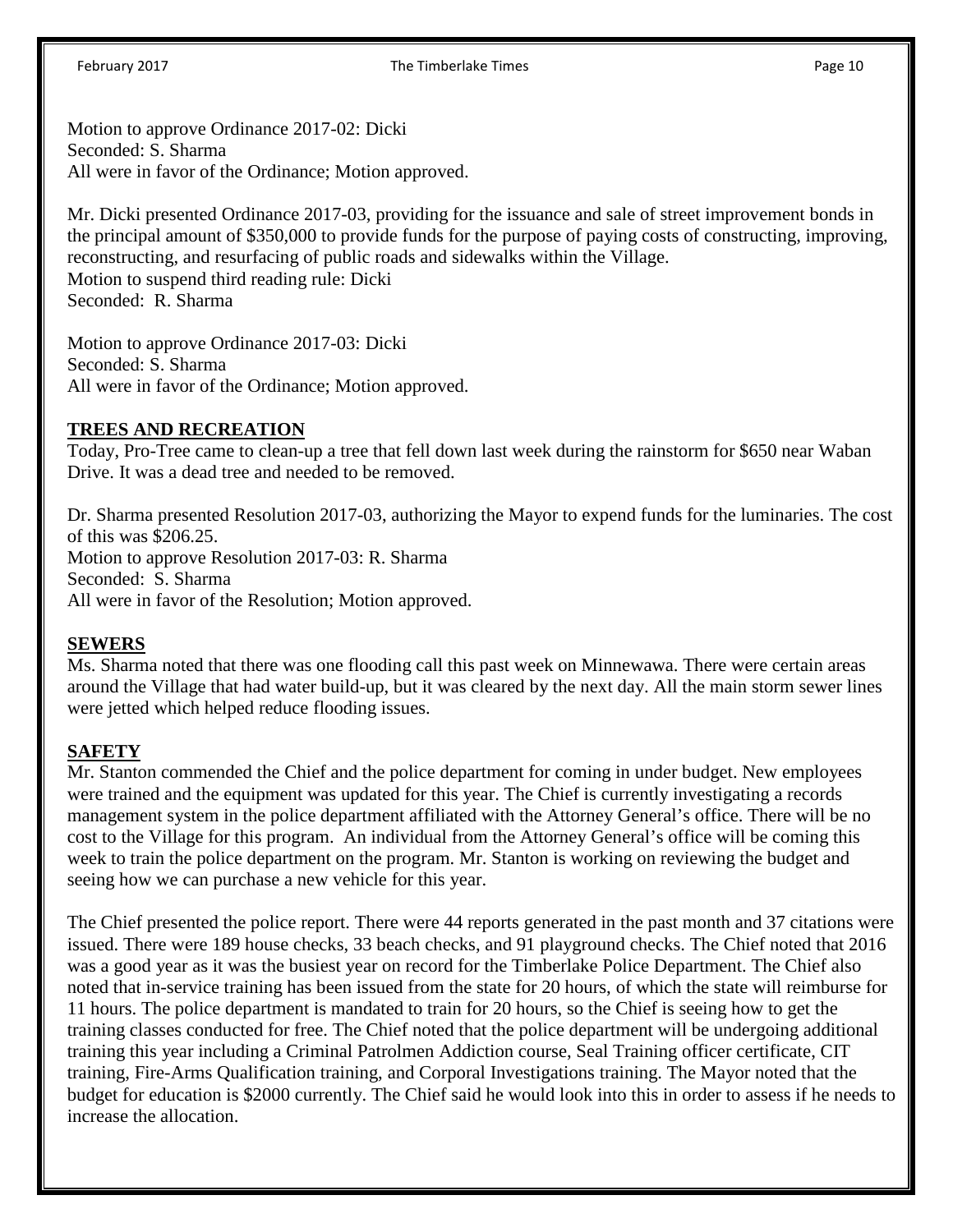Motion to approve Ordinance 2017-02: Dicki
Seconded: S. Sharma
All were in favor of the Ordinance; Motion approved.

Mr. Dicki presented Ordinance 2017-03, providing for the issuance and sale of street improvement bonds in the principal amount of $350,000 to provide funds for the purpose of paying costs of constructing, improving, reconstructing, and resurfacing of public roads and sidewalks within the Village.
Motion to suspend third reading rule: Dicki
Seconded: R. Sharma

Motion to approve Ordinance 2017-03: Dicki
Seconded: S. Sharma
All were in favor of the Ordinance; Motion approved.

## TREES AND RECREATION

Today, Pro-Tree came to clean-up a tree that fell down last week during the rainstorm for $650 near Waban Drive. It was a dead tree and needed to be removed.

Dr. Sharma presented Resolution 2017-03, authorizing the Mayor to expend funds for the luminaries. The cost of this was $206.25.
Motion to approve Resolution 2017-03: R. Sharma
Seconded: S. Sharma
All were in favor of the Resolution; Motion approved.

## SEWERS

Ms. Sharma noted that there was one flooding call this past week on Minnewawa. There were certain areas around the Village that had water build-up, but it was cleared by the next day. All the main storm sewer lines were jetted which helped reduce flooding issues.

## SAFETY

Mr. Stanton commended the Chief and the police department for coming in under budget. New employees were trained and the equipment was updated for this year. The Chief is currently investigating a records management system in the police department affiliated with the Attorney General's office. There will be no cost to the Village for this program. An individual from the Attorney General's office will be coming this week to train the police department on the program. Mr. Stanton is working on reviewing the budget and seeing how we can purchase a new vehicle for this year.

The Chief presented the police report. There were 44 reports generated in the past month and 37 citations were issued. There were 189 house checks, 33 beach checks, and 91 playground checks. The Chief noted that 2016 was a good year as it was the busiest year on record for the Timberlake Police Department. The Chief also noted that in-service training has been issued from the state for 20 hours, of which the state will reimburse for 11 hours. The police department is mandated to train for 20 hours, so the Chief is seeing how to get the training classes conducted for free. The Chief noted that the police department will be undergoing additional training this year including a Criminal Patrolmen Addiction course, Seal Training officer certificate, CIT training, Fire-Arms Qualification training, and Corporal Investigations training. The Mayor noted that the budget for education is $2000 currently. The Chief said he would look into this in order to assess if he needs to increase the allocation.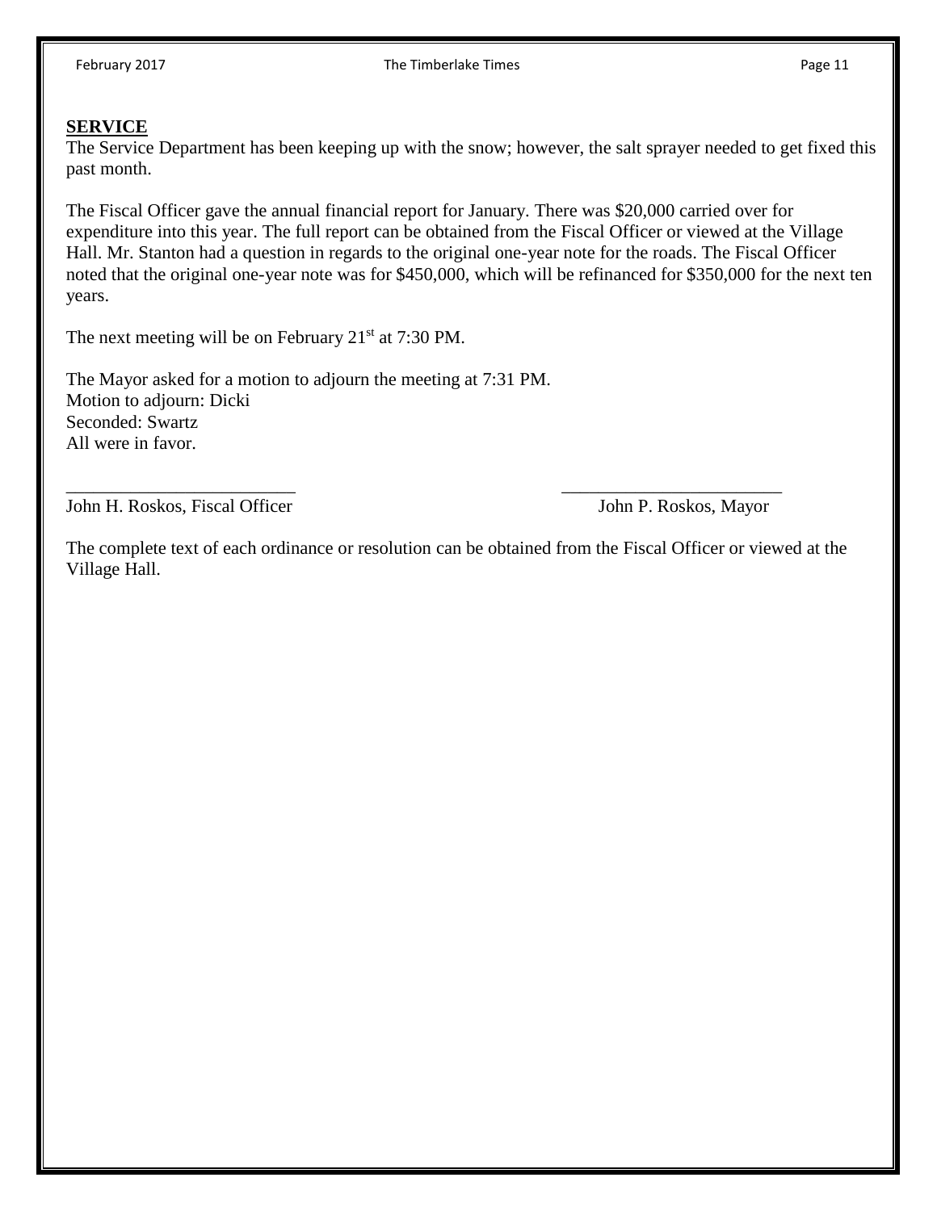**SERVICE**

The Service Department has been keeping up with the snow; however, the salt sprayer needed to get fixed this past month.

The Fiscal Officer gave the annual financial report for January. There was $20,000 carried over for expenditure into this year. The full report can be obtained from the Fiscal Officer or viewed at the Village Hall. Mr. Stanton had a question in regards to the original one-year note for the roads. The Fiscal Officer noted that the original one-year note was for $450,000, which will be refinanced for $350,000 for the next ten years.

The next meeting will be on February 21st at 7:30 PM.

The Mayor asked for a motion to adjourn the meeting at 7:31 PM.
Motion to adjourn: Dicki
Seconded: Swartz
All were in favor.

_________________________ 
John H. Roskos, Fiscal Officer

_________________________ 
John P. Roskos, Mayor

The complete text of each ordinance or resolution can be obtained from the Fiscal Officer or viewed at the Village Hall.